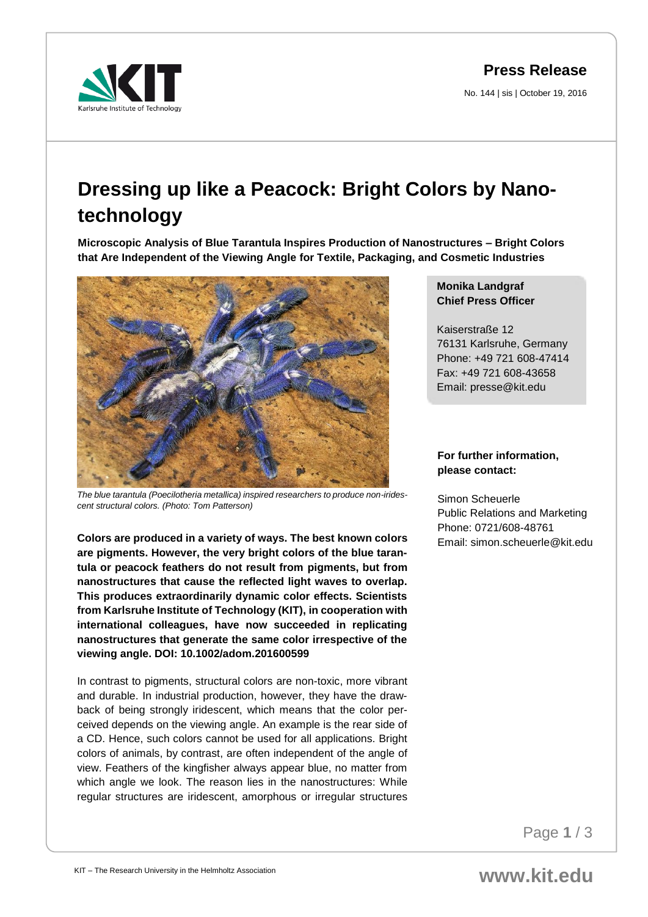**Press Release**

No. 144 | sis | October 19, 2016

# Dressing up like a Peacock: Bright Colors by Nanotechnology

**Microscopic Analysis of Blue Tarantula Inspires Production of Nanostructures – Bright Colors that Are Independent of the Viewing Angle for Textile, Packaging, and Cosmetic Industries**

*The blue tarantula (Poecilotheria metallica) inspired researchers to produce non-iridescent structural colors. (Photo: Tom Patterson)*

**Colors are produced in a variety of ways. The best known colors are pigments. However, the very bright colors of the blue tarantula or peacock feathers do not result from pigments, but from nanostructures that cause the reflected light waves to overlap. This produces extraordinarily dynamic color effects. Scientists from Karlsruhe Institute of Technology (KIT), in cooperation with international colleagues, have now succeeded in replicating nanostructures that generate the same color irrespective of the viewing angle. DOI: 10.1002/adom.201600599**

In contrast to pigments, structural colors are non-toxic, more vibrant and durable. In industrial production, however, they have the drawback of being strongly iridescent, which means that the color perceived depends on the viewing angle. An example is the rear side of a CD. Hence, such colors cannot be used for all applications. Bright colors of animals, by contrast, are often independent of the angle of view. Feathers of the kingfisher always appear blue, no matter from which angle we look. The reason lies in the nanostructures: While regular structures are iridescent, amorphous or irregular structures

**Monika Landgraf**
**Chief Press Officer**

Kaiserstraße 12
76131 Karlsruhe, Germany
Phone: +49 721 608-47414
Fax: +49 721 608-43658
Email: presse@kit.edu

**For further information, please contact:**

Simon Scheuerle
Public Relations and Marketing
Phone: 0721/608-48761
Email: simon.scheuerle@kit.edu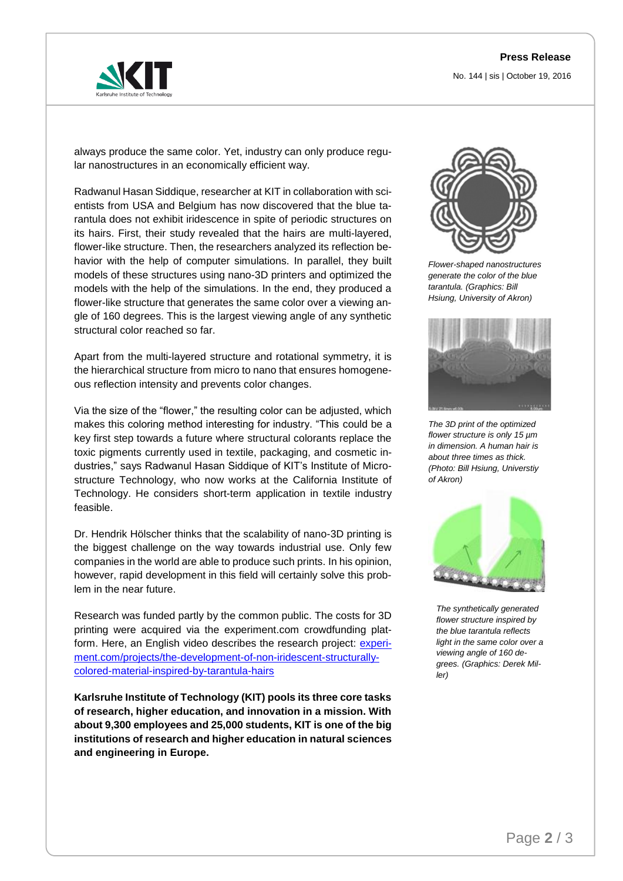always produce the same color. Yet, industry can only produce regular nanostructures in an economically efficient way.

Radwanul Hasan Siddique, researcher at KIT in collaboration with scientists from USA and Belgium has now discovered that the blue tarantula does not exhibit iridescence in spite of periodic structures on its hairs. First, their study revealed that the hairs are multi-layered, flower-like structure. Then, the researchers analyzed its reflection behavior with the help of computer simulations. In parallel, they built models of these structures using nano-3D printers and optimized the models with the help of the simulations. In the end, they produced a flower-like structure that generates the same color over a viewing angle of 160 degrees. This is the largest viewing angle of any synthetic structural color reached so far.

Apart from the multi-layered structure and rotational symmetry, it is the hierarchical structure from micro to nano that ensures homogeneous reflection intensity and prevents color changes.

Via the size of the "flower," the resulting color can be adjusted, which makes this coloring method interesting for industry. "This could be a key first step towards a future where structural colorants replace the toxic pigments currently used in textile, packaging, and cosmetic industries," says Radwanul Hasan Siddique of KIT's Institute of Microstructure Technology, who now works at the California Institute of Technology. He considers short-term application in textile industry feasible.

Dr. Hendrik Hölscher thinks that the scalability of nano-3D printing is the biggest challenge on the way towards industrial use. Only few companies in the world are able to produce such prints. In his opinion, however, rapid development in this field will certainly solve this problem in the near future.

Research was funded partly by the common public. The costs for 3D printing were acquired via the experiment.com crowdfunding platform. Here, an English video describes the research project: [experiment.com/projects/the-development-of-non-iridescent-structurally-colored-material-inspired-by-tarantula-hairs](experiment.com/projects/the-development-of-non-iridescent-structurally-colored-material-inspired-by-tarantula-hairs)

**Karlsruhe Institute of Technology (KIT) pools its three core tasks of research, higher education, and innovation in a mission. With about 9,300 employees and 25,000 students, KIT is one of the big institutions of research and higher education in natural sciences and engineering in Europe.**

*Flower-shaped nanostructures generate the color of the blue tarantula. (Graphics: Bill Hsiung, University of Akron)*

*The 3D print of the optimized flower structure is only 15 µm in dimension. A human hair is about three times as thick. (Photo: Bill Hsiung, Universtiy of Akron)*

*The synthetically generated flower structure inspired by the blue tarantula reflects light in the same color over a viewing angle of 160 degrees. (Graphics: Derek Miller)*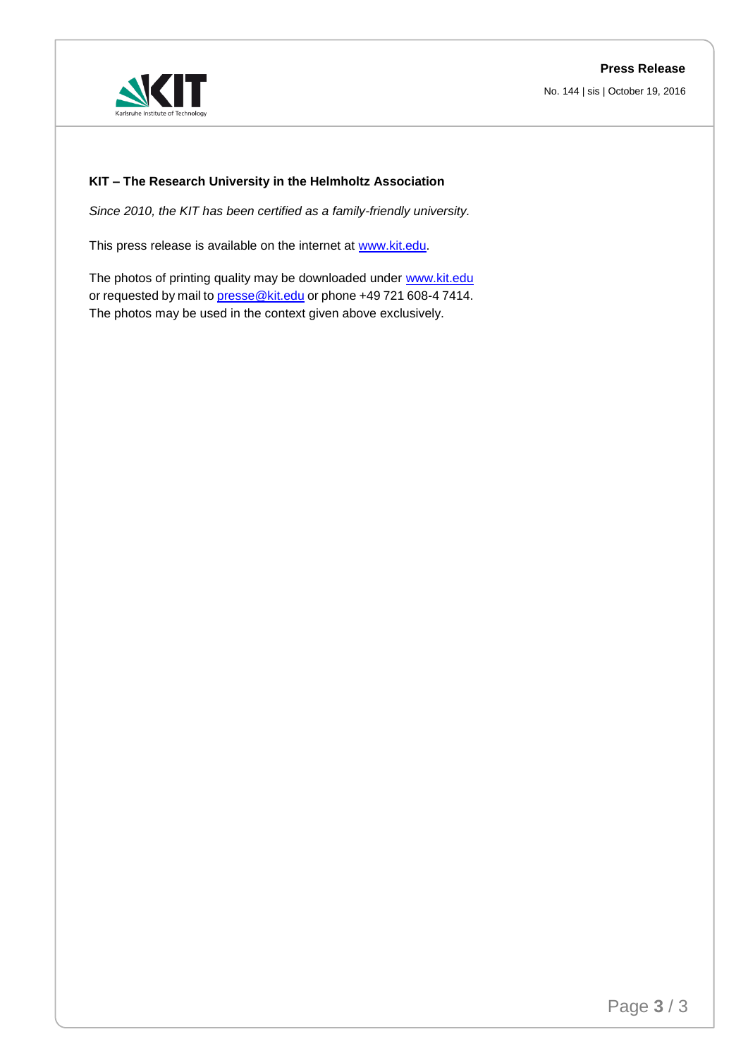**KIT – The Research University in the Helmholtz Association**

*Since 2010, the KIT has been certified as a family-friendly university.*

This press release is available on the internet at www.kit.edu.

The photos of printing quality may be downloaded under www.kit.edu or requested by mail to presse@kit.edu or phone +49 721 608-4 7414. The photos may be used in the context given above exclusively.